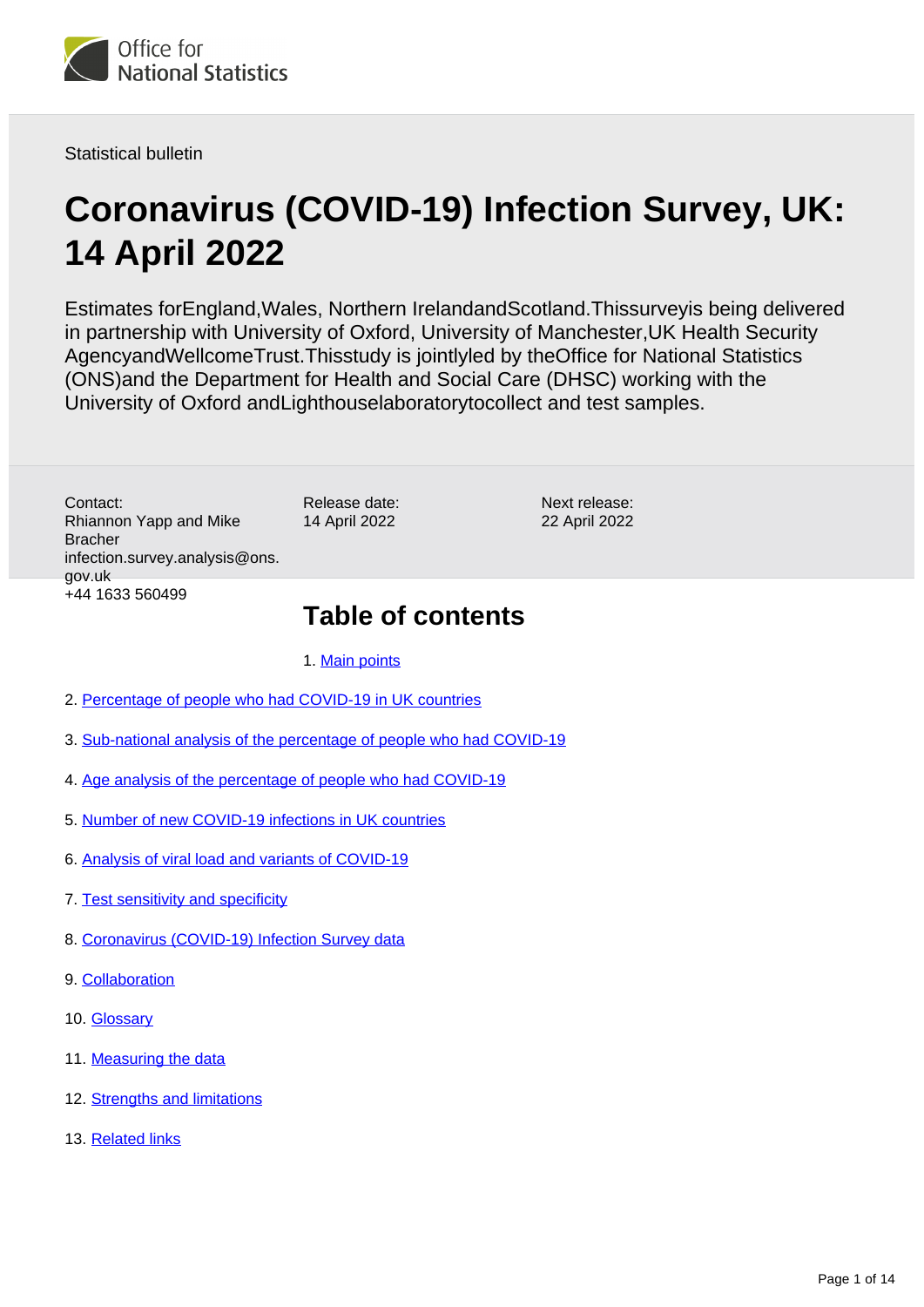Statistical bulletin

# Coronavirus (COVID-19) Infection Survey, UK: 14 April 2022

Estimates forEngland,Wales, Northern IrelandandScotland.Thissurveyis being delivered in partnership with University of Oxford, University of Manchester,UK Health Security AgencyandWellcomeTrust.Thisstudy is jointlyled by theOffice for National Statistics (ONS)and the Department for Health and Social Care (DHSC) working with the University of Oxford andLighthouselaboratorytocollect and test samples.

Contact:
Rhiannon Yapp and Mike Bracher
infection.survey.analysis@ons.gov.uk
+44 1633 560499

Release date:
14 April 2022

Next release:
22 April 2022

## Table of contents

1. Main points
2. Percentage of people who had COVID-19 in UK countries
3. Sub-national analysis of the percentage of people who had COVID-19
4. Age analysis of the percentage of people who had COVID-19
5. Number of new COVID-19 infections in UK countries
6. Analysis of viral load and variants of COVID-19
7. Test sensitivity and specificity
8. Coronavirus (COVID-19) Infection Survey data
9. Collaboration
10. Glossary
11. Measuring the data
12. Strengths and limitations
13. Related links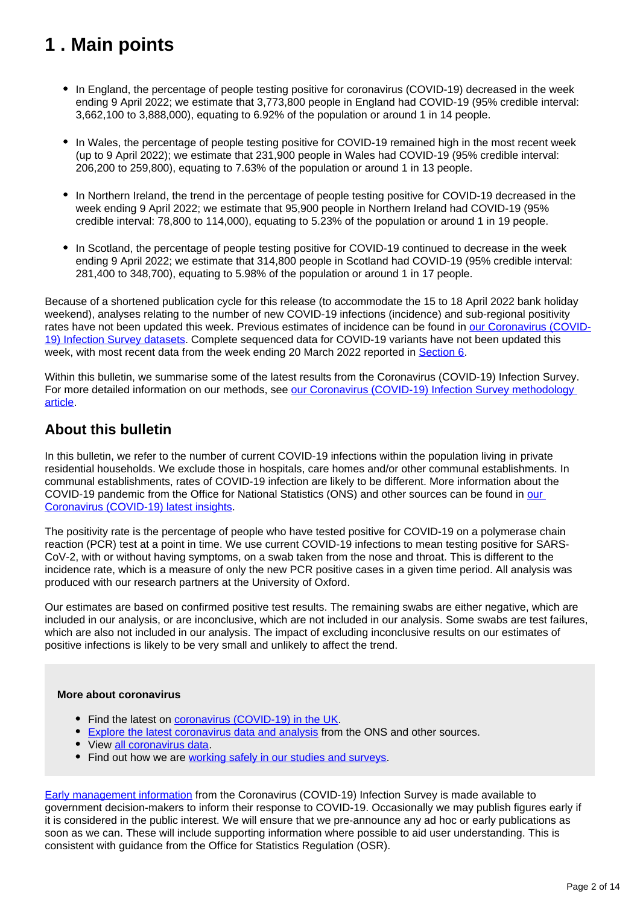# 1 . Main points

- In England, the percentage of people testing positive for coronavirus (COVID-19) decreased in the week ending 9 April 2022; we estimate that 3,773,800 people in England had COVID-19 (95% credible interval: 3,662,100 to 3,888,000), equating to 6.92% of the population or around 1 in 14 people.
- In Wales, the percentage of people testing positive for COVID-19 remained high in the most recent week (up to 9 April 2022); we estimate that 231,900 people in Wales had COVID-19 (95% credible interval: 206,200 to 259,800), equating to 7.63% of the population or around 1 in 13 people.
- In Northern Ireland, the trend in the percentage of people testing positive for COVID-19 decreased in the week ending 9 April 2022; we estimate that 95,900 people in Northern Ireland had COVID-19 (95% credible interval: 78,800 to 114,000), equating to 5.23% of the population or around 1 in 19 people.
- In Scotland, the percentage of people testing positive for COVID-19 continued to decrease in the week ending 9 April 2022; we estimate that 314,800 people in Scotland had COVID-19 (95% credible interval: 281,400 to 348,700), equating to 5.98% of the population or around 1 in 17 people.

Because of a shortened publication cycle for this release (to accommodate the 15 to 18 April 2022 bank holiday weekend), analyses relating to the number of new COVID-19 infections (incidence) and sub-regional positivity rates have not been updated this week. Previous estimates of incidence can be found in our Coronavirus (COVID-19) Infection Survey datasets. Complete sequenced data for COVID-19 variants have not been updated this week, with most recent data from the week ending 20 March 2022 reported in Section 6.

Within this bulletin, we summarise some of the latest results from the Coronavirus (COVID-19) Infection Survey. For more detailed information on our methods, see our Coronavirus (COVID-19) Infection Survey methodology article.

## About this bulletin

In this bulletin, we refer to the number of current COVID-19 infections within the population living in private residential households. We exclude those in hospitals, care homes and/or other communal establishments. In communal establishments, rates of COVID-19 infection are likely to be different. More information about the COVID-19 pandemic from the Office for National Statistics (ONS) and other sources can be found in our Coronavirus (COVID-19) latest insights.

The positivity rate is the percentage of people who have tested positive for COVID-19 on a polymerase chain reaction (PCR) test at a point in time. We use current COVID-19 infections to mean testing positive for SARS-CoV-2, with or without having symptoms, on a swab taken from the nose and throat. This is different to the incidence rate, which is a measure of only the new PCR positive cases in a given time period. All analysis was produced with our research partners at the University of Oxford.

Our estimates are based on confirmed positive test results. The remaining swabs are either negative, which are included in our analysis, or are inconclusive, which are not included in our analysis. Some swabs are test failures, which are also not included in our analysis. The impact of excluding inconclusive results on our estimates of positive infections is likely to be very small and unlikely to affect the trend.

**More about coronavirus**

- Find the latest on coronavirus (COVID-19) in the UK.
- Explore the latest coronavirus data and analysis from the ONS and other sources.
- View all coronavirus data.
- Find out how we are working safely in our studies and surveys.

Early management information from the Coronavirus (COVID-19) Infection Survey is made available to government decision-makers to inform their response to COVID-19. Occasionally we may publish figures early if it is considered in the public interest. We will ensure that we pre-announce any ad hoc or early publications as soon as we can. These will include supporting information where possible to aid user understanding. This is consistent with guidance from the Office for Statistics Regulation (OSR).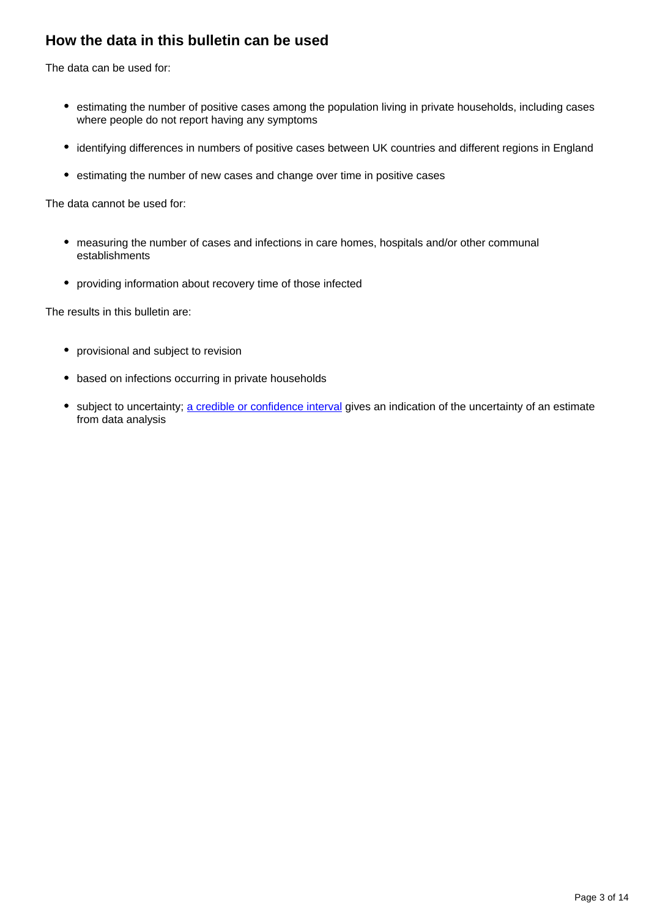## How the data in this bulletin can be used

The data can be used for:

- estimating the number of positive cases among the population living in private households, including cases where people do not report having any symptoms
- identifying differences in numbers of positive cases between UK countries and different regions in England
- estimating the number of new cases and change over time in positive cases

The data cannot be used for:

- measuring the number of cases and infections in care homes, hospitals and/or other communal establishments
- providing information about recovery time of those infected

The results in this bulletin are:

- provisional and subject to revision
- based on infections occurring in private households
- subject to uncertainty; [a credible or confidence interval](#) gives an indication of the uncertainty of an estimate from data analysis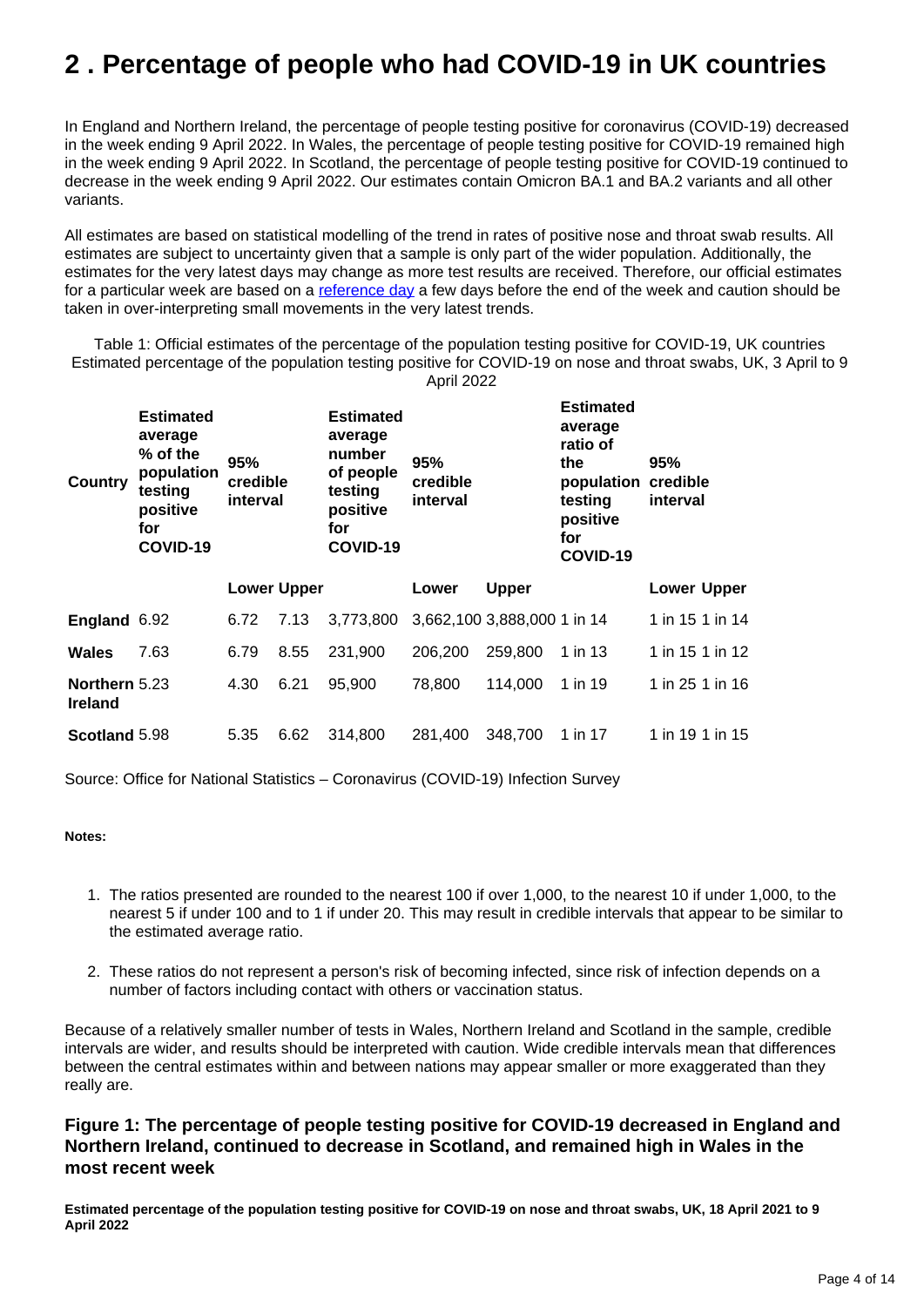## 2 . Percentage of people who had COVID-19 in UK countries

In England and Northern Ireland, the percentage of people testing positive for coronavirus (COVID-19) decreased in the week ending 9 April 2022. In Wales, the percentage of people testing positive for COVID-19 remained high in the week ending 9 April 2022. In Scotland, the percentage of people testing positive for COVID-19 continued to decrease in the week ending 9 April 2022. Our estimates contain Omicron BA.1 and BA.2 variants and all other variants.

All estimates are based on statistical modelling of the trend in rates of positive nose and throat swab results. All estimates are subject to uncertainty given that a sample is only part of the wider population. Additionally, the estimates for the very latest days may change as more test results are received. Therefore, our official estimates for a particular week are based on a reference day a few days before the end of the week and caution should be taken in over-interpreting small movements in the very latest trends.

Table 1: Official estimates of the percentage of the population testing positive for COVID-19, UK countries
Estimated percentage of the population testing positive for COVID-19 on nose and throat swabs, UK, 3 April to 9 April 2022

| Country | Estimated average % of the population testing positive for COVID-19 | 95% credible interval | | Estimated average number of people testing positive for COVID-19 | 95% credible interval | | Estimated average ratio of the population testing positive for COVID-19 | 95% credible interval | |
|---|---|---|---|---|---|---|---|---|---|
| | | Lower | Upper | | Lower | Upper | | Lower | Upper |
| **England** | 6.92 | 6.72 | 7.13 | 3,773,800 | 3,662,100 | 3,888,000 | 1 in 14 | 1 in 15 | 1 in 14 |
| **Wales** | 7.63 | 6.79 | 8.55 | 231,900 | 206,200 | 259,800 | 1 in 13 | 1 in 15 | 1 in 12 |
| **Northern Ireland** | 5.23 | 4.30 | 6.21 | 95,900 | 78,800 | 114,000 | 1 in 19 | 1 in 25 | 1 in 16 |
| **Scotland** | 5.98 | 5.35 | 6.62 | 314,800 | 281,400 | 348,700 | 1 in 17 | 1 in 19 | 1 in 15 |

Source: Office for National Statistics – Coronavirus (COVID-19) Infection Survey

**Notes:**

1. The ratios presented are rounded to the nearest 100 if over 1,000, to the nearest 10 if under 1,000, to the nearest 5 if under 100 and to 1 if under 20. This may result in credible intervals that appear to be similar to the estimated average ratio.
2. These ratios do not represent a person's risk of becoming infected, since risk of infection depends on a number of factors including contact with others or vaccination status.

Because of a relatively smaller number of tests in Wales, Northern Ireland and Scotland in the sample, credible intervals are wider, and results should be interpreted with caution. Wide credible intervals mean that differences between the central estimates within and between nations may appear smaller or more exaggerated than they really are.

### Figure 1: The percentage of people testing positive for COVID-19 decreased in England and Northern Ireland, continued to decrease in Scotland, and remained high in Wales in the most recent week

**Estimated percentage of the population testing positive for COVID-19 on nose and throat swabs, UK, 18 April 2021 to 9 April 2022**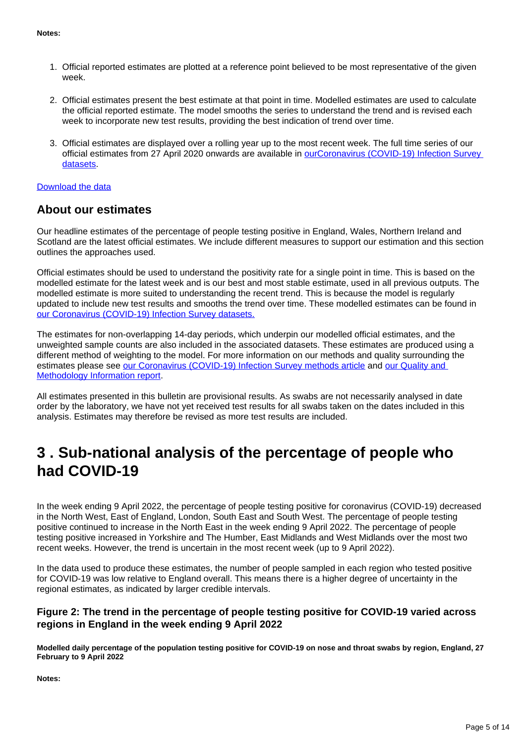**Notes:**

1. Official reported estimates are plotted at a reference point believed to be most representative of the given week.

2. Official estimates present the best estimate at that point in time. Modelled estimates are used to calculate the official reported estimate. The model smooths the series to understand the trend and is revised each week to incorporate new test results, providing the best indication of trend over time.

3. Official estimates are displayed over a rolling year up to the most recent week. The full time series of our official estimates from 27 April 2020 onwards are available in ourCoronavirus (COVID-19) Infection Survey datasets.

Download the data

## About our estimates

Our headline estimates of the percentage of people testing positive in England, Wales, Northern Ireland and Scotland are the latest official estimates. We include different measures to support our estimation and this section outlines the approaches used.

Official estimates should be used to understand the positivity rate for a single point in time. This is based on the modelled estimate for the latest week and is our best and most stable estimate, used in all previous outputs. The modelled estimate is more suited to understanding the recent trend. This is because the model is regularly updated to include new test results and smooths the trend over time. These modelled estimates can be found in our Coronavirus (COVID-19) Infection Survey datasets.

The estimates for non-overlapping 14-day periods, which underpin our modelled official estimates, and the unweighted sample counts are also included in the associated datasets. These estimates are produced using a different method of weighting to the model. For more information on our methods and quality surrounding the estimates please see our Coronavirus (COVID-19) Infection Survey methods article and our Quality and Methodology Information report.

All estimates presented in this bulletin are provisional results. As swabs are not necessarily analysed in date order by the laboratory, we have not yet received test results for all swabs taken on the dates included in this analysis. Estimates may therefore be revised as more test results are included.

# 3 . Sub-national analysis of the percentage of people who had COVID-19

In the week ending 9 April 2022, the percentage of people testing positive for coronavirus (COVID-19) decreased in the North West, East of England, London, South East and South West. The percentage of people testing positive continued to increase in the North East in the week ending 9 April 2022. The percentage of people testing positive increased in Yorkshire and The Humber, East Midlands and West Midlands over the most two recent weeks. However, the trend is uncertain in the most recent week (up to 9 April 2022).

In the data used to produce these estimates, the number of people sampled in each region who tested positive for COVID-19 was low relative to England overall. This means there is a higher degree of uncertainty in the regional estimates, as indicated by larger credible intervals.

### Figure 2: The trend in the percentage of people testing positive for COVID-19 varied across regions in England in the week ending 9 April 2022

**Modelled daily percentage of the population testing positive for COVID-19 on nose and throat swabs by region, England, 27 February to 9 April 2022**

**Notes:**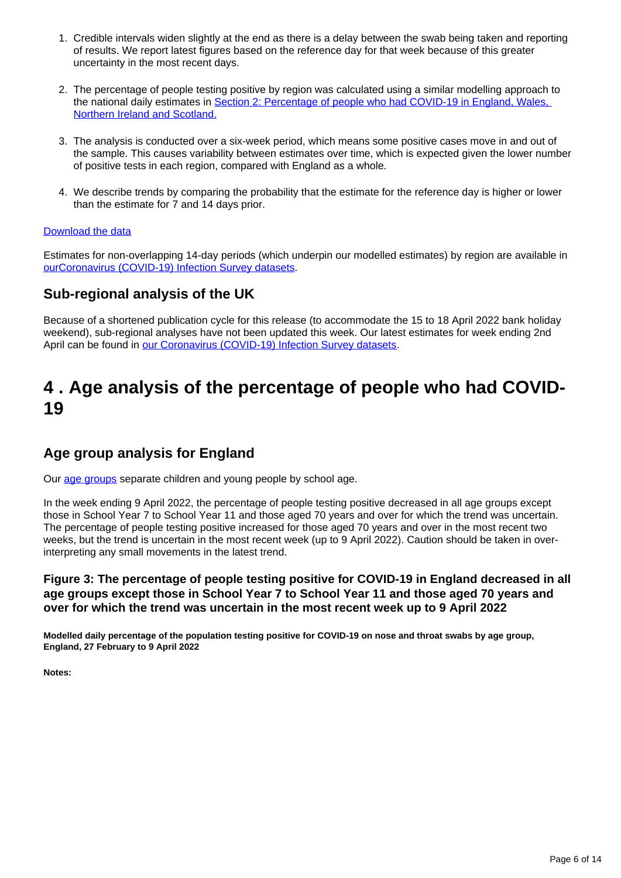1. Credible intervals widen slightly at the end as there is a delay between the swab being taken and reporting of results. We report latest figures based on the reference day for that week because of this greater uncertainty in the most recent days.

2. The percentage of people testing positive by region was calculated using a similar modelling approach to the national daily estimates in [Section 2: Percentage of people who had COVID-19 in England, Wales, Northern Ireland and Scotland.](#)

3. The analysis is conducted over a six-week period, which means some positive cases move in and out of the sample. This causes variability between estimates over time, which is expected given the lower number of positive tests in each region, compared with England as a whole.

4. We describe trends by comparing the probability that the estimate for the reference day is higher or lower than the estimate for 7 and 14 days prior.

[Download the data](#)

Estimates for non-overlapping 14-day periods (which underpin our modelled estimates) by region are available in [ourCoronavirus (COVID-19) Infection Survey datasets](#).

## Sub-regional analysis of the UK

Because of a shortened publication cycle for this release (to accommodate the 15 to 18 April 2022 bank holiday weekend), sub-regional analyses have not been updated this week. Our latest estimates for week ending 2nd April can be found in [our Coronavirus (COVID-19) Infection Survey datasets](#).

# 4 . Age analysis of the percentage of people who had COVID-19

## Age group analysis for England

Our [age groups](#) separate children and young people by school age.

In the week ending 9 April 2022, the percentage of people testing positive decreased in all age groups except those in School Year 7 to School Year 11 and those aged 70 years and over for which the trend was uncertain. The percentage of people testing positive increased for those aged 70 years and over in the most recent two weeks, but the trend is uncertain in the most recent week (up to 9 April 2022). Caution should be taken in over-interpreting any small movements in the latest trend.

### Figure 3: The percentage of people testing positive for COVID-19 in England decreased in all age groups except those in School Year 7 to School Year 11 and those aged 70 years and over for which the trend was uncertain in the most recent week up to 9 April 2022

**Modelled daily percentage of the population testing positive for COVID-19 on nose and throat swabs by age group, England, 27 February to 9 April 2022**

**Notes:**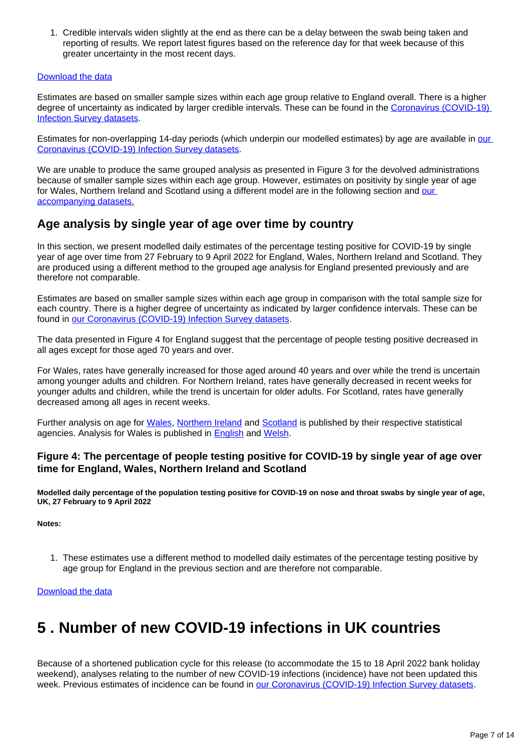1. Credible intervals widen slightly at the end as there can be a delay between the swab being taken and reporting of results. We report latest figures based on the reference day for that week because of this greater uncertainty in the most recent days.

Download the data

Estimates are based on smaller sample sizes within each age group relative to England overall. There is a higher degree of uncertainty as indicated by larger credible intervals. These can be found in the Coronavirus (COVID-19) Infection Survey datasets.

Estimates for non-overlapping 14-day periods (which underpin our modelled estimates) by age are available in our Coronavirus (COVID-19) Infection Survey datasets.

We are unable to produce the same grouped analysis as presented in Figure 3 for the devolved administrations because of smaller sample sizes within each age group. However, estimates on positivity by single year of age for Wales, Northern Ireland and Scotland using a different model are in the following section and our accompanying datasets.

## Age analysis by single year of age over time by country

In this section, we present modelled daily estimates of the percentage testing positive for COVID-19 by single year of age over time from 27 February to 9 April 2022 for England, Wales, Northern Ireland and Scotland. They are produced using a different method to the grouped age analysis for England presented previously and are therefore not comparable.

Estimates are based on smaller sample sizes within each age group in comparison with the total sample size for each country. There is a higher degree of uncertainty as indicated by larger confidence intervals. These can be found in our Coronavirus (COVID-19) Infection Survey datasets.

The data presented in Figure 4 for England suggest that the percentage of people testing positive decreased in all ages except for those aged 70 years and over.

For Wales, rates have generally increased for those aged around 40 years and over while the trend is uncertain among younger adults and children. For Northern Ireland, rates have generally decreased in recent weeks for younger adults and children, while the trend is uncertain for older adults. For Scotland, rates have generally decreased among all ages in recent weeks.

Further analysis on age for Wales, Northern Ireland and Scotland is published by their respective statistical agencies. Analysis for Wales is published in English and Welsh.

### Figure 4: The percentage of people testing positive for COVID-19 by single year of age over time for England, Wales, Northern Ireland and Scotland

**Modelled daily percentage of the population testing positive for COVID-19 on nose and throat swabs by single year of age, UK, 27 February to 9 April 2022**

**Notes:**

1. These estimates use a different method to modelled daily estimates of the percentage testing positive by age group for England in the previous section and are therefore not comparable.

Download the data

# 5 . Number of new COVID-19 infections in UK countries

Because of a shortened publication cycle for this release (to accommodate the 15 to 18 April 2022 bank holiday weekend), analyses relating to the number of new COVID-19 infections (incidence) have not been updated this week. Previous estimates of incidence can be found in our Coronavirus (COVID-19) Infection Survey datasets.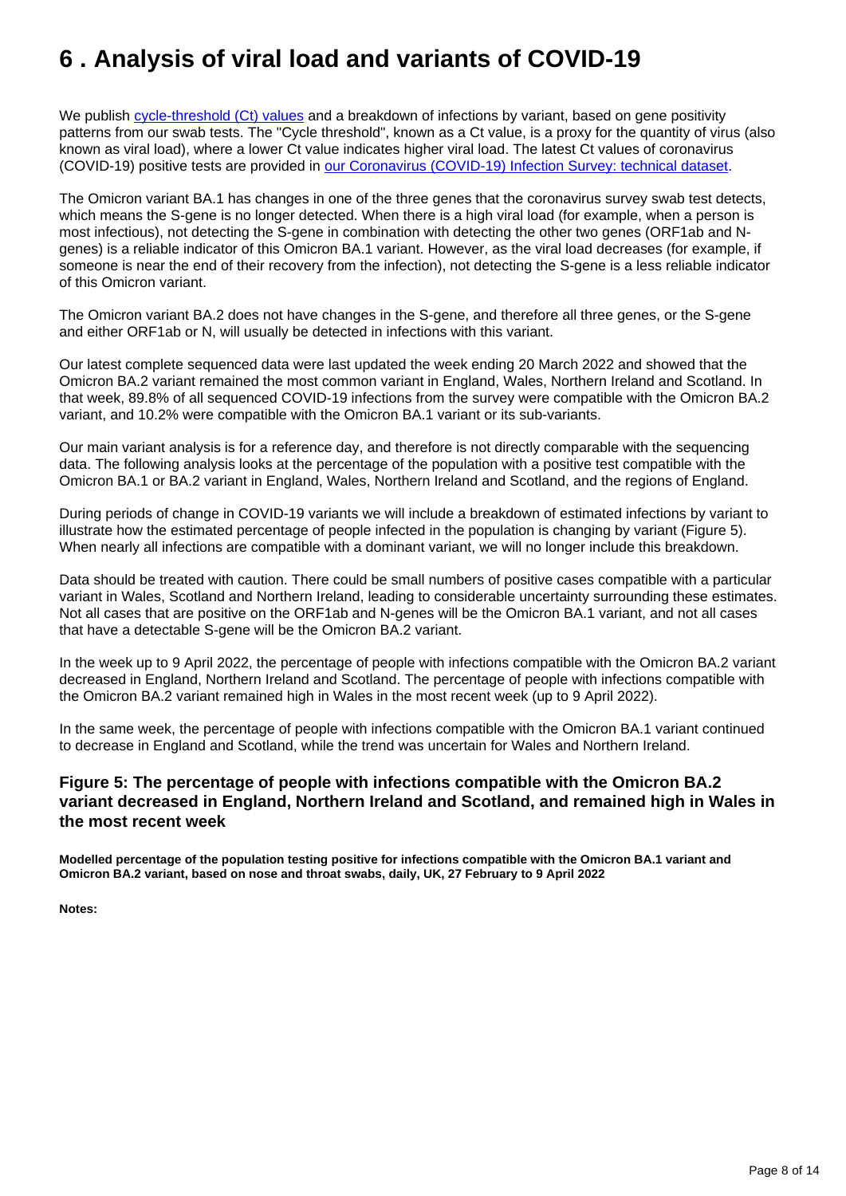# 6 . Analysis of viral load and variants of COVID-19

We publish cycle-threshold (Ct) values and a breakdown of infections by variant, based on gene positivity patterns from our swab tests. The "Cycle threshold", known as a Ct value, is a proxy for the quantity of virus (also known as viral load), where a lower Ct value indicates higher viral load. The latest Ct values of coronavirus (COVID-19) positive tests are provided in our Coronavirus (COVID-19) Infection Survey: technical dataset.

The Omicron variant BA.1 has changes in one of the three genes that the coronavirus survey swab test detects, which means the S-gene is no longer detected. When there is a high viral load (for example, when a person is most infectious), not detecting the S-gene in combination with detecting the other two genes (ORF1ab and N-genes) is a reliable indicator of this Omicron BA.1 variant. However, as the viral load decreases (for example, if someone is near the end of their recovery from the infection), not detecting the S-gene is a less reliable indicator of this Omicron variant.

The Omicron variant BA.2 does not have changes in the S-gene, and therefore all three genes, or the S-gene and either ORF1ab or N, will usually be detected in infections with this variant.

Our latest complete sequenced data were last updated the week ending 20 March 2022 and showed that the Omicron BA.2 variant remained the most common variant in England, Wales, Northern Ireland and Scotland. In that week, 89.8% of all sequenced COVID-19 infections from the survey were compatible with the Omicron BA.2 variant, and 10.2% were compatible with the Omicron BA.1 variant or its sub-variants.

Our main variant analysis is for a reference day, and therefore is not directly comparable with the sequencing data. The following analysis looks at the percentage of the population with a positive test compatible with the Omicron BA.1 or BA.2 variant in England, Wales, Northern Ireland and Scotland, and the regions of England.

During periods of change in COVID-19 variants we will include a breakdown of estimated infections by variant to illustrate how the estimated percentage of people infected in the population is changing by variant (Figure 5). When nearly all infections are compatible with a dominant variant, we will no longer include this breakdown.

Data should be treated with caution. There could be small numbers of positive cases compatible with a particular variant in Wales, Scotland and Northern Ireland, leading to considerable uncertainty surrounding these estimates. Not all cases that are positive on the ORF1ab and N-genes will be the Omicron BA.1 variant, and not all cases that have a detectable S-gene will be the Omicron BA.2 variant.

In the week up to 9 April 2022, the percentage of people with infections compatible with the Omicron BA.2 variant decreased in England, Northern Ireland and Scotland. The percentage of people with infections compatible with the Omicron BA.2 variant remained high in Wales in the most recent week (up to 9 April 2022).

In the same week, the percentage of people with infections compatible with the Omicron BA.1 variant continued to decrease in England and Scotland, while the trend was uncertain for Wales and Northern Ireland.

### Figure 5: The percentage of people with infections compatible with the Omicron BA.2 variant decreased in England, Northern Ireland and Scotland, and remained high in Wales in the most recent week

**Modelled percentage of the population testing positive for infections compatible with the Omicron BA.1 variant and Omicron BA.2 variant, based on nose and throat swabs, daily, UK, 27 February to 9 April 2022**

**Notes:**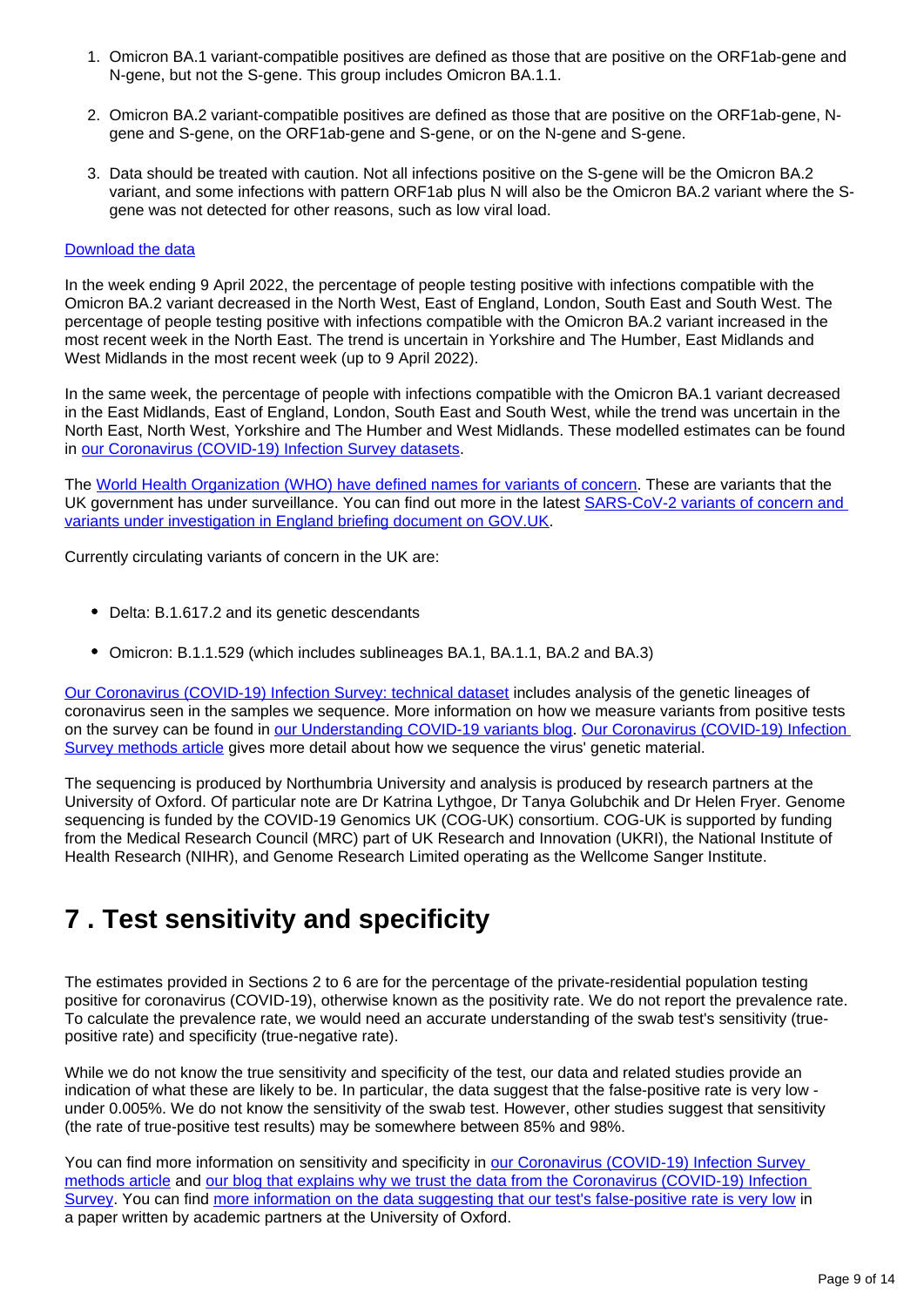1. Omicron BA.1 variant-compatible positives are defined as those that are positive on the ORF1ab-gene and N-gene, but not the S-gene. This group includes Omicron BA.1.1.

2. Omicron BA.2 variant-compatible positives are defined as those that are positive on the ORF1ab-gene, N-gene and S-gene, on the ORF1ab-gene and S-gene, or on the N-gene and S-gene.

3. Data should be treated with caution. Not all infections positive on the S-gene will be the Omicron BA.2 variant, and some infections with pattern ORF1ab plus N will also be the Omicron BA.2 variant where the S-gene was not detected for other reasons, such as low viral load.

[Download the data]

In the week ending 9 April 2022, the percentage of people testing positive with infections compatible with the Omicron BA.2 variant decreased in the North West, East of England, London, South East and South West. The percentage of people testing positive with infections compatible with the Omicron BA.2 variant increased in the most recent week in the North East. The trend is uncertain in Yorkshire and The Humber, East Midlands and West Midlands in the most recent week (up to 9 April 2022).

In the same week, the percentage of people with infections compatible with the Omicron BA.1 variant decreased in the East Midlands, East of England, London, South East and South West, while the trend was uncertain in the North East, North West, Yorkshire and The Humber and West Midlands. These modelled estimates can be found in our Coronavirus (COVID-19) Infection Survey datasets.

The World Health Organization (WHO) have defined names for variants of concern. These are variants that the UK government has under surveillance. You can find out more in the latest SARS-CoV-2 variants of concern and variants under investigation in England briefing document on GOV.UK.

Currently circulating variants of concern in the UK are:

- Delta: B.1.617.2 and its genetic descendants
- Omicron: B.1.1.529 (which includes sublineages BA.1, BA.1.1, BA.2 and BA.3)

Our Coronavirus (COVID-19) Infection Survey: technical dataset includes analysis of the genetic lineages of coronavirus seen in the samples we sequence. More information on how we measure variants from positive tests on the survey can be found in our Understanding COVID-19 variants blog. Our Coronavirus (COVID-19) Infection Survey methods article gives more detail about how we sequence the virus' genetic material.

The sequencing is produced by Northumbria University and analysis is produced by research partners at the University of Oxford. Of particular note are Dr Katrina Lythgoe, Dr Tanya Golubchik and Dr Helen Fryer. Genome sequencing is funded by the COVID-19 Genomics UK (COG-UK) consortium. COG-UK is supported by funding from the Medical Research Council (MRC) part of UK Research and Innovation (UKRI), the National Institute of Health Research (NIHR), and Genome Research Limited operating as the Wellcome Sanger Institute.

# 7 . Test sensitivity and specificity

The estimates provided in Sections 2 to 6 are for the percentage of the private-residential population testing positive for coronavirus (COVID-19), otherwise known as the positivity rate. We do not report the prevalence rate. To calculate the prevalence rate, we would need an accurate understanding of the swab test's sensitivity (true-positive rate) and specificity (true-negative rate).

While we do not know the true sensitivity and specificity of the test, our data and related studies provide an indication of what these are likely to be. In particular, the data suggest that the false-positive rate is very low - under 0.005%. We do not know the sensitivity of the swab test. However, other studies suggest that sensitivity (the rate of true-positive test results) may be somewhere between 85% and 98%.

You can find more information on sensitivity and specificity in our Coronavirus (COVID-19) Infection Survey methods article and our blog that explains why we trust the data from the Coronavirus (COVID-19) Infection Survey. You can find more information on the data suggesting that our test's false-positive rate is very low in a paper written by academic partners at the University of Oxford.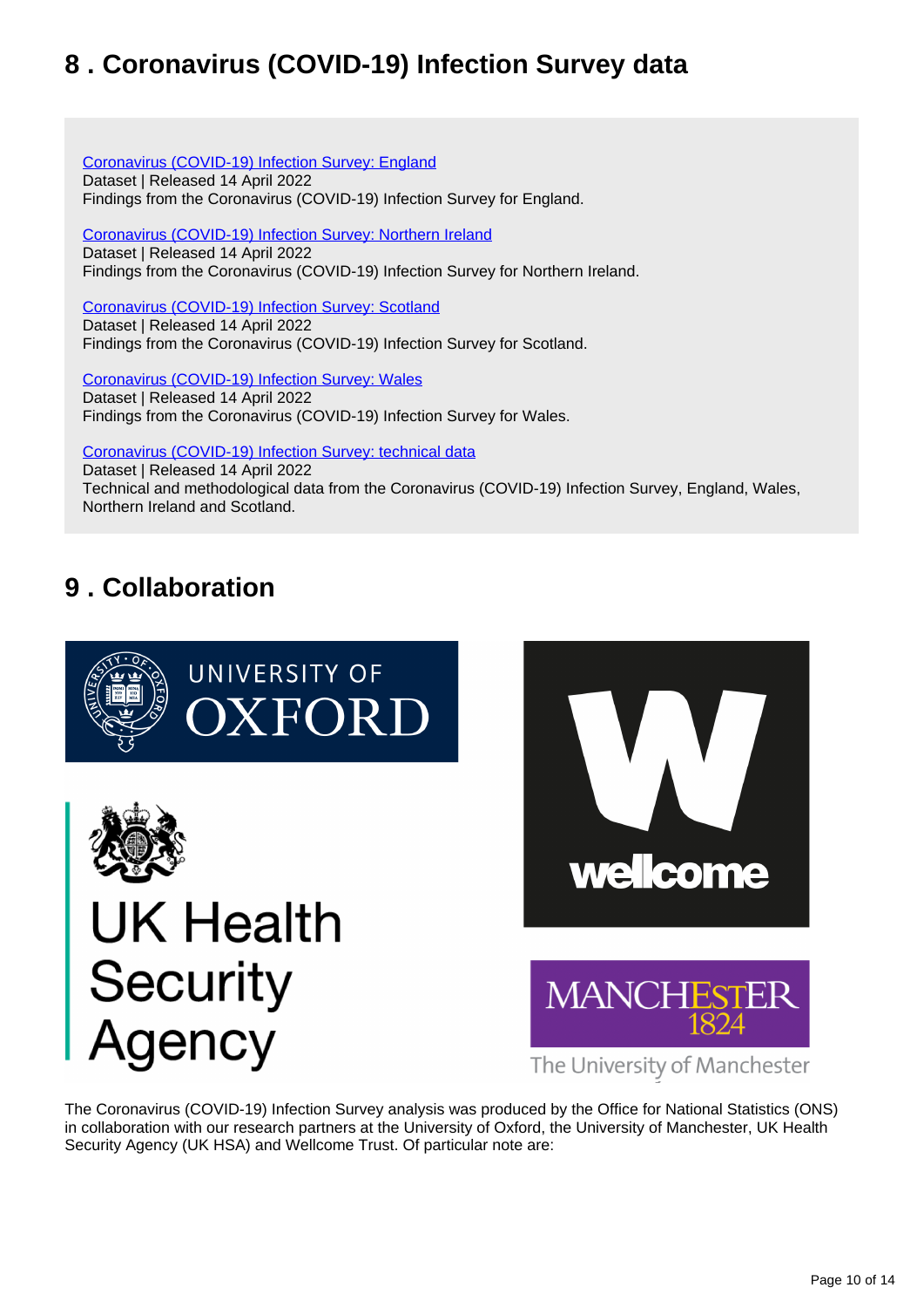## 8 . Coronavirus (COVID-19) Infection Survey data

[Coronavirus (COVID-19) Infection Survey: England](#)
Dataset | Released 14 April 2022
Findings from the Coronavirus (COVID-19) Infection Survey for England.

[Coronavirus (COVID-19) Infection Survey: Northern Ireland](#)
Dataset | Released 14 April 2022
Findings from the Coronavirus (COVID-19) Infection Survey for Northern Ireland.

[Coronavirus (COVID-19) Infection Survey: Scotland](#)
Dataset | Released 14 April 2022
Findings from the Coronavirus (COVID-19) Infection Survey for Scotland.

[Coronavirus (COVID-19) Infection Survey: Wales](#)
Dataset | Released 14 April 2022
Findings from the Coronavirus (COVID-19) Infection Survey for Wales.

[Coronavirus (COVID-19) Infection Survey: technical data](#)
Dataset | Released 14 April 2022
Technical and methodological data from the Coronavirus (COVID-19) Infection Survey, England, Wales, Northern Ireland and Scotland.

## 9 . Collaboration

The Coronavirus (COVID-19) Infection Survey analysis was produced by the Office for National Statistics (ONS) in collaboration with our research partners at the University of Oxford, the University of Manchester, UK Health Security Agency (UK HSA) and Wellcome Trust. Of particular note are: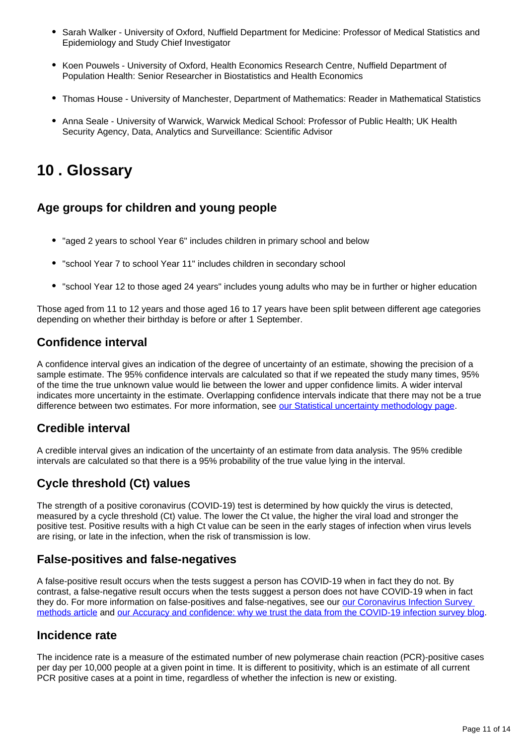- Sarah Walker - University of Oxford, Nuffield Department for Medicine: Professor of Medical Statistics and Epidemiology and Study Chief Investigator
- Koen Pouwels - University of Oxford, Health Economics Research Centre, Nuffield Department of Population Health: Senior Researcher in Biostatistics and Health Economics
- Thomas House - University of Manchester, Department of Mathematics: Reader in Mathematical Statistics
- Anna Seale - University of Warwick, Warwick Medical School: Professor of Public Health; UK Health Security Agency, Data, Analytics and Surveillance: Scientific Advisor

# 10 . Glossary

## Age groups for children and young people

- "aged 2 years to school Year 6" includes children in primary school and below
- "school Year 7 to school Year 11" includes children in secondary school
- "school Year 12 to those aged 24 years" includes young adults who may be in further or higher education

Those aged from 11 to 12 years and those aged 16 to 17 years have been split between different age categories depending on whether their birthday is before or after 1 September.

## Confidence interval

A confidence interval gives an indication of the degree of uncertainty of an estimate, showing the precision of a sample estimate. The 95% confidence intervals are calculated so that if we repeated the study many times, 95% of the time the true unknown value would lie between the lower and upper confidence limits. A wider interval indicates more uncertainty in the estimate. Overlapping confidence intervals indicate that there may not be a true difference between two estimates. For more information, see [our Statistical uncertainty methodology page].

## Credible interval

A credible interval gives an indication of the uncertainty of an estimate from data analysis. The 95% credible intervals are calculated so that there is a 95% probability of the true value lying in the interval.

## Cycle threshold (Ct) values

The strength of a positive coronavirus (COVID-19) test is determined by how quickly the virus is detected, measured by a cycle threshold (Ct) value. The lower the Ct value, the higher the viral load and stronger the positive test. Positive results with a high Ct value can be seen in the early stages of infection when virus levels are rising, or late in the infection, when the risk of transmission is low.

## False-positives and false-negatives

A false-positive result occurs when the tests suggest a person has COVID-19 when in fact they do not. By contrast, a false-negative result occurs when the tests suggest a person does not have COVID-19 when in fact they do. For more information on false-positives and false-negatives, see our [our Coronavirus Infection Survey methods article] and [our Accuracy and confidence: why we trust the data from the COVID-19 infection survey blog].

## Incidence rate

The incidence rate is a measure of the estimated number of new polymerase chain reaction (PCR)-positive cases per day per 10,000 people at a given point in time. It is different to positivity, which is an estimate of all current PCR positive cases at a point in time, regardless of whether the infection is new or existing.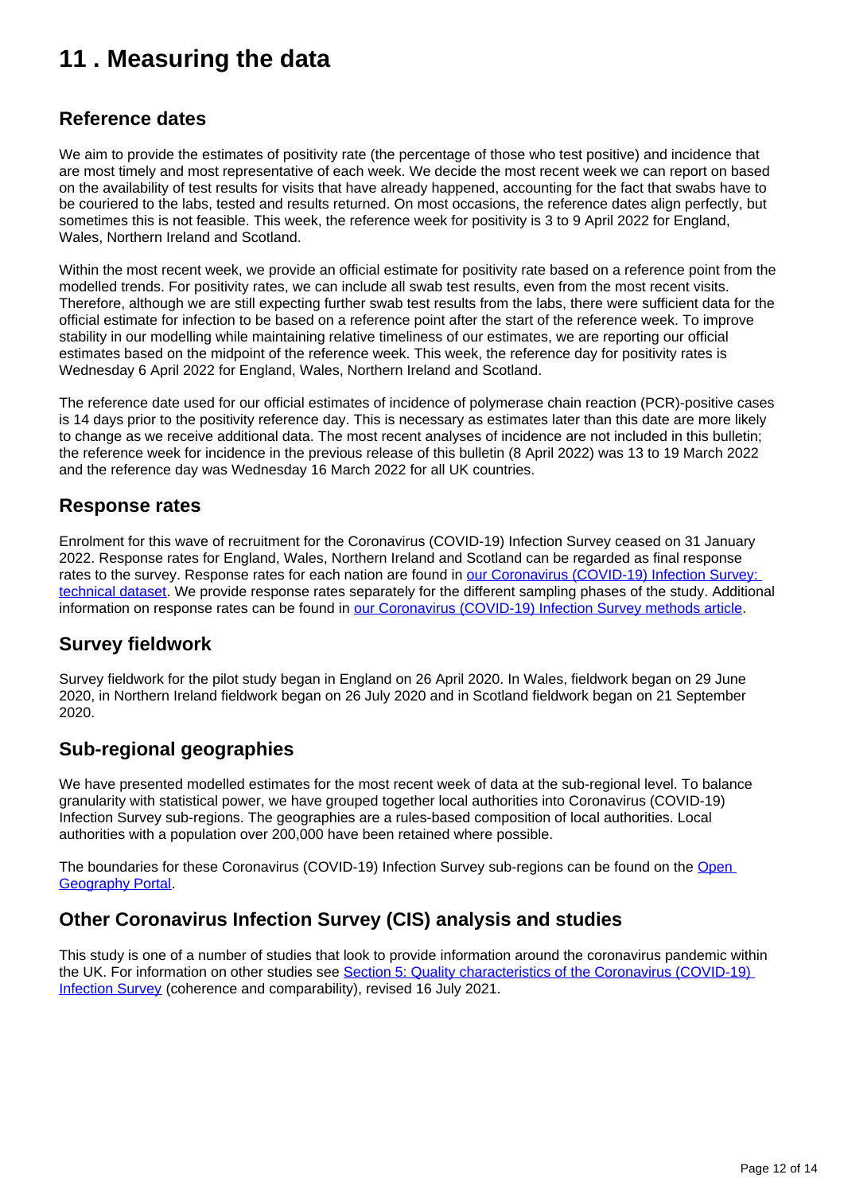# 11 . Measuring the data

## Reference dates

We aim to provide the estimates of positivity rate (the percentage of those who test positive) and incidence that are most timely and most representative of each week. We decide the most recent week we can report on based on the availability of test results for visits that have already happened, accounting for the fact that swabs have to be couriered to the labs, tested and results returned. On most occasions, the reference dates align perfectly, but sometimes this is not feasible. This week, the reference week for positivity is 3 to 9 April 2022 for England, Wales, Northern Ireland and Scotland.

Within the most recent week, we provide an official estimate for positivity rate based on a reference point from the modelled trends. For positivity rates, we can include all swab test results, even from the most recent visits. Therefore, although we are still expecting further swab test results from the labs, there were sufficient data for the official estimate for infection to be based on a reference point after the start of the reference week. To improve stability in our modelling while maintaining relative timeliness of our estimates, we are reporting our official estimates based on the midpoint of the reference week. This week, the reference day for positivity rates is Wednesday 6 April 2022 for England, Wales, Northern Ireland and Scotland.

The reference date used for our official estimates of incidence of polymerase chain reaction (PCR)-positive cases is 14 days prior to the positivity reference day. This is necessary as estimates later than this date are more likely to change as we receive additional data. The most recent analyses of incidence are not included in this bulletin; the reference week for incidence in the previous release of this bulletin (8 April 2022) was 13 to 19 March 2022 and the reference day was Wednesday 16 March 2022 for all UK countries.

## Response rates

Enrolment for this wave of recruitment for the Coronavirus (COVID-19) Infection Survey ceased on 31 January 2022. Response rates for England, Wales, Northern Ireland and Scotland can be regarded as final response rates to the survey. Response rates for each nation are found in [our Coronavirus (COVID-19) Infection Survey: technical dataset](). We provide response rates separately for the different sampling phases of the study. Additional information on response rates can be found in [our Coronavirus (COVID-19) Infection Survey methods article]().

## Survey fieldwork

Survey fieldwork for the pilot study began in England on 26 April 2020. In Wales, fieldwork began on 29 June 2020, in Northern Ireland fieldwork began on 26 July 2020 and in Scotland fieldwork began on 21 September 2020.

## Sub-regional geographies

We have presented modelled estimates for the most recent week of data at the sub-regional level. To balance granularity with statistical power, we have grouped together local authorities into Coronavirus (COVID-19) Infection Survey sub-regions. The geographies are a rules-based composition of local authorities. Local authorities with a population over 200,000 have been retained where possible.

The boundaries for these Coronavirus (COVID-19) Infection Survey sub-regions can be found on the [Open Geography Portal]().

## Other Coronavirus Infection Survey (CIS) analysis and studies

This study is one of a number of studies that look to provide information around the coronavirus pandemic within the UK. For information on other studies see [Section 5: Quality characteristics of the Coronavirus (COVID-19) Infection Survey]() (coherence and comparability), revised 16 July 2021.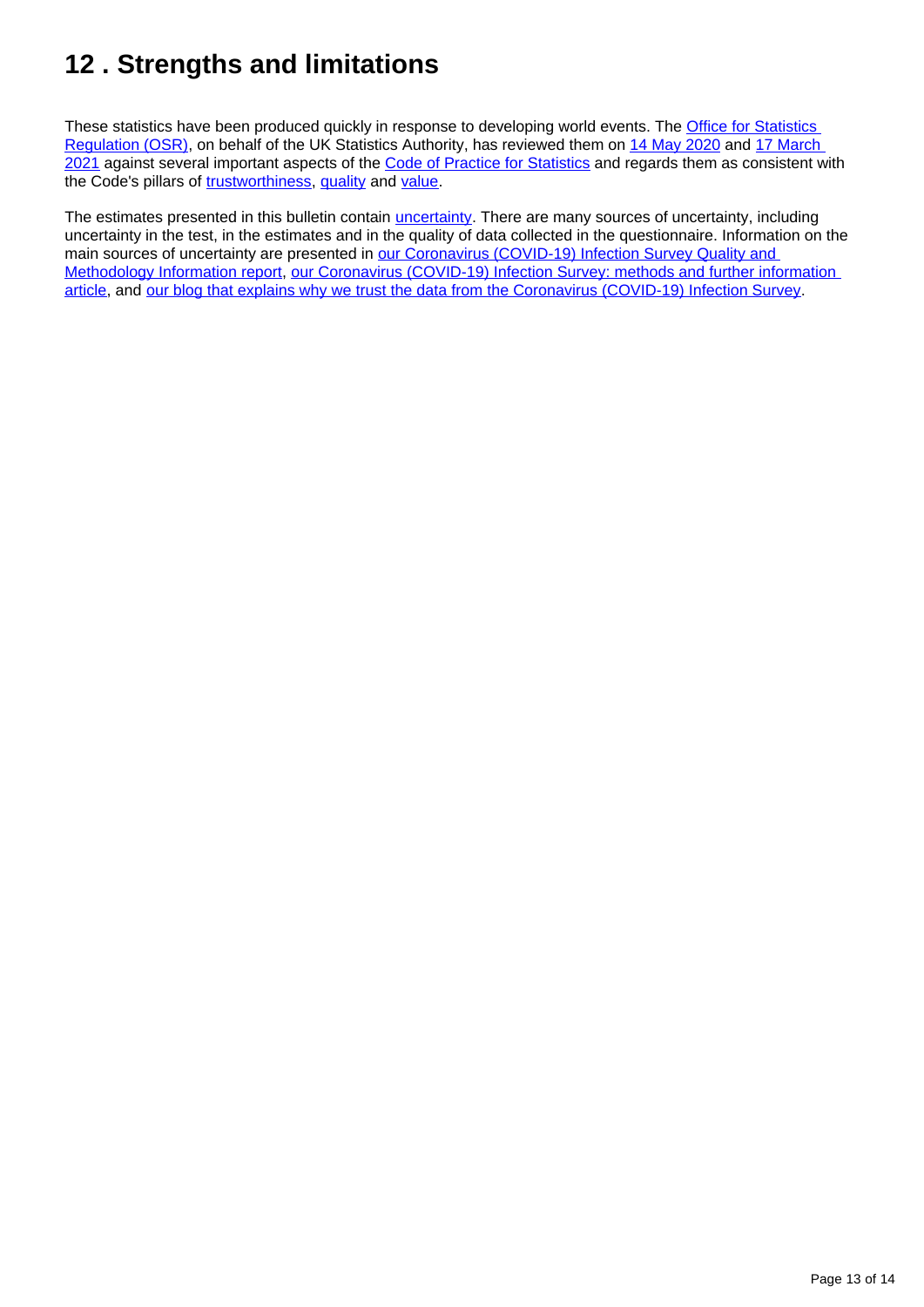# 12 . Strengths and limitations

These statistics have been produced quickly in response to developing world events. The Office for Statistics Regulation (OSR), on behalf of the UK Statistics Authority, has reviewed them on 14 May 2020 and 17 March 2021 against several important aspects of the Code of Practice for Statistics and regards them as consistent with the Code's pillars of trustworthiness, quality and value.

The estimates presented in this bulletin contain uncertainty. There are many sources of uncertainty, including uncertainty in the test, in the estimates and in the quality of data collected in the questionnaire. Information on the main sources of uncertainty are presented in our Coronavirus (COVID-19) Infection Survey Quality and Methodology Information report, our Coronavirus (COVID-19) Infection Survey: methods and further information article, and our blog that explains why we trust the data from the Coronavirus (COVID-19) Infection Survey.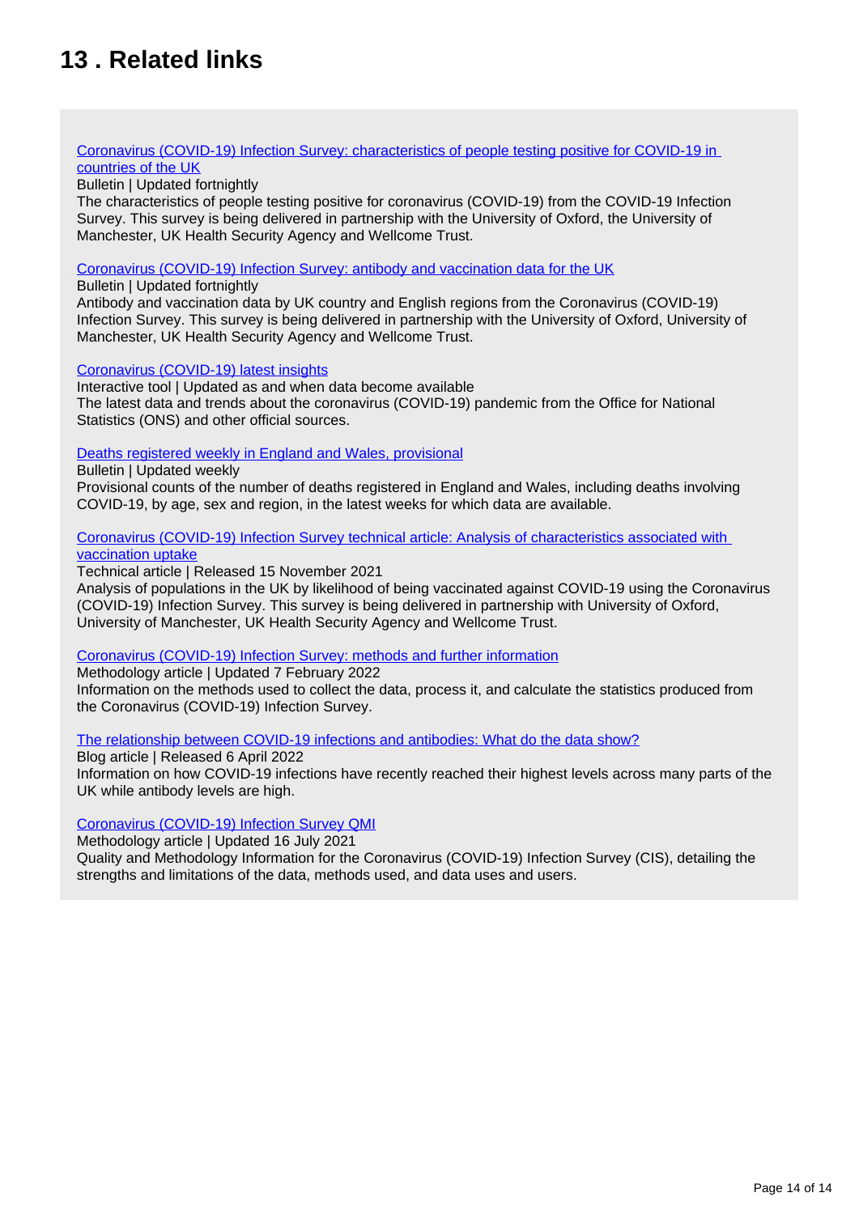## 13 . Related links

[Coronavirus (COVID-19) Infection Survey: characteristics of people testing positive for COVID-19 in countries of the UK]
Bulletin | Updated fortnightly
The characteristics of people testing positive for coronavirus (COVID-19) from the COVID-19 Infection Survey. This survey is being delivered in partnership with the University of Oxford, the University of Manchester, UK Health Security Agency and Wellcome Trust.

[Coronavirus (COVID-19) Infection Survey: antibody and vaccination data for the UK]
Bulletin | Updated fortnightly
Antibody and vaccination data by UK country and English regions from the Coronavirus (COVID-19) Infection Survey. This survey is being delivered in partnership with the University of Oxford, University of Manchester, UK Health Security Agency and Wellcome Trust.

[Coronavirus (COVID-19) latest insights]
Interactive tool | Updated as and when data become available
The latest data and trends about the coronavirus (COVID-19) pandemic from the Office for National Statistics (ONS) and other official sources.

[Deaths registered weekly in England and Wales, provisional]
Bulletin | Updated weekly
Provisional counts of the number of deaths registered in England and Wales, including deaths involving COVID-19, by age, sex and region, in the latest weeks for which data are available.

[Coronavirus (COVID-19) Infection Survey technical article: Analysis of characteristics associated with vaccination uptake]
Technical article | Released 15 November 2021
Analysis of populations in the UK by likelihood of being vaccinated against COVID-19 using the Coronavirus (COVID-19) Infection Survey. This survey is being delivered in partnership with University of Oxford, University of Manchester, UK Health Security Agency and Wellcome Trust.

[Coronavirus (COVID-19) Infection Survey: methods and further information]
Methodology article | Updated 7 February 2022
Information on the methods used to collect the data, process it, and calculate the statistics produced from the Coronavirus (COVID-19) Infection Survey.

[The relationship between COVID-19 infections and antibodies: What do the data show?]
Blog article | Released 6 April 2022
Information on how COVID-19 infections have recently reached their highest levels across many parts of the UK while antibody levels are high.

[Coronavirus (COVID-19) Infection Survey QMI]
Methodology article | Updated 16 July 2021
Quality and Methodology Information for the Coronavirus (COVID-19) Infection Survey (CIS), detailing the strengths and limitations of the data, methods used, and data uses and users.